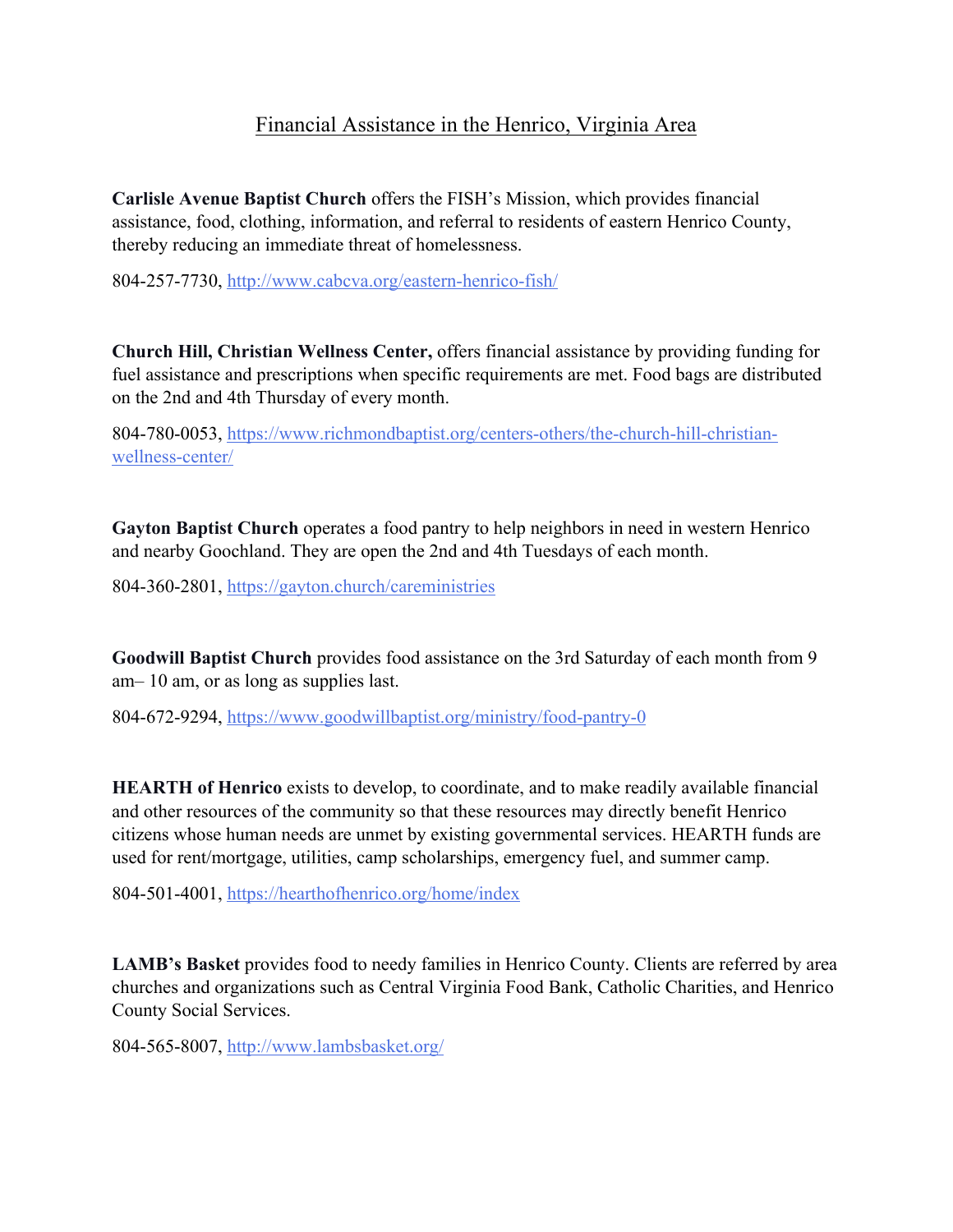# Financial Assistance in the Henrico, Virginia Area

**Carlisle Avenue Baptist Church** offers the FISH's Mission, which provides financial assistance, food, clothing, information, and referral to residents of eastern Henrico County, thereby reducing an immediate threat of homelessness.

804-257-7730, http://www.cabcva.org/eastern-henrico-fish/

**Church Hill, Christian Wellness Center,** offers financial assistance by providing funding for fuel assistance and prescriptions when specific requirements are met. Food bags are distributed on the 2nd and 4th Thursday of every month.

804-780-0053, https://www.richmondbaptist.org/centers-others/the-church-hill-christian-wellness-center/

**Gayton Baptist Church** operates a food pantry to help neighbors in need in western Henrico and nearby Goochland. They are open the 2nd and 4th Tuesdays of each month.

804-360-2801, https://gayton.church/careministries

**Goodwill Baptist Church** provides food assistance on the 3rd Saturday of each month from 9 am– 10 am, or as long as supplies last.

804-672-9294, https://www.goodwillbaptist.org/ministry/food-pantry-0

**HEARTH of Henrico** exists to develop, to coordinate, and to make readily available financial and other resources of the community so that these resources may directly benefit Henrico citizens whose human needs are unmet by existing governmental services. HEARTH funds are used for rent/mortgage, utilities, camp scholarships, emergency fuel, and summer camp.

804-501-4001, https://hearthofhenrico.org/home/index

**LAMB's Basket** provides food to needy families in Henrico County. Clients are referred by area churches and organizations such as Central Virginia Food Bank, Catholic Charities, and Henrico County Social Services.

804-565-8007, http://www.lambsbasket.org/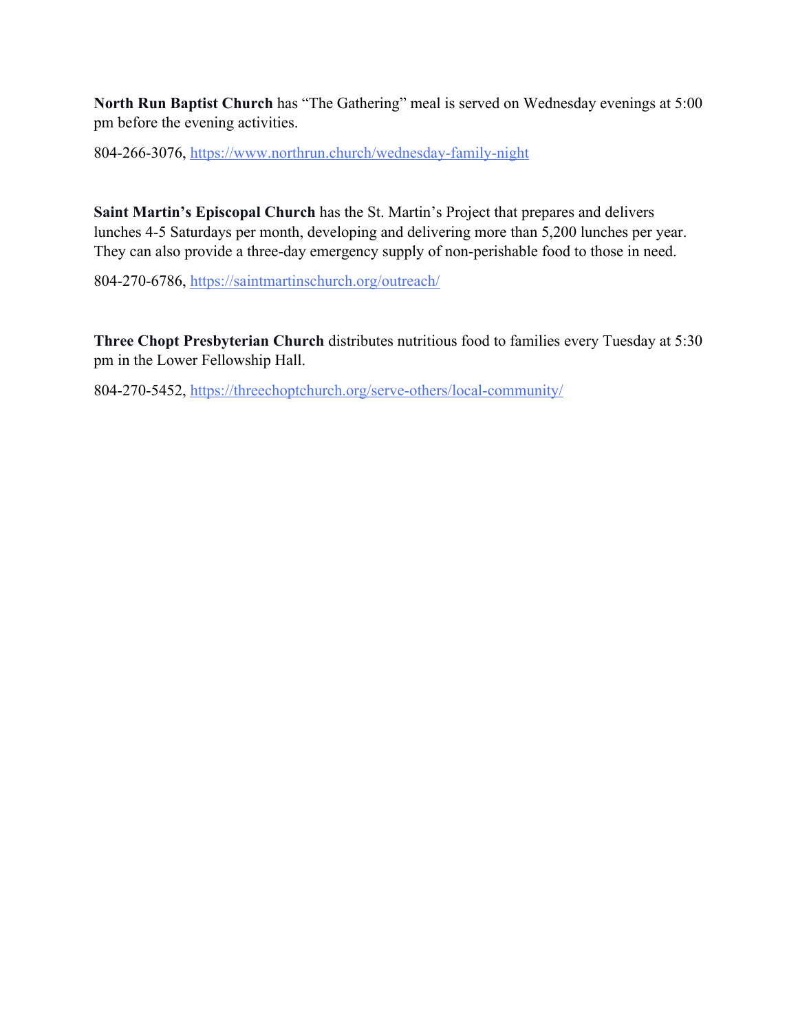**North Run Baptist Church** has "The Gathering" meal is served on Wednesday evenings at 5:00 pm before the evening activities.

804-266-3076, https://www.northrun.church/wednesday-family-night

**Saint Martin's Episcopal Church** has the St. Martin's Project that prepares and delivers lunches 4-5 Saturdays per month, developing and delivering more than 5,200 lunches per year. They can also provide a three-day emergency supply of non-perishable food to those in need.

804-270-6786, https://saintmartinschurch.org/outreach/

**Three Chopt Presbyterian Church** distributes nutritious food to families every Tuesday at 5:30 pm in the Lower Fellowship Hall.

804-270-5452, https://threechoptchurch.org/serve-others/local-community/